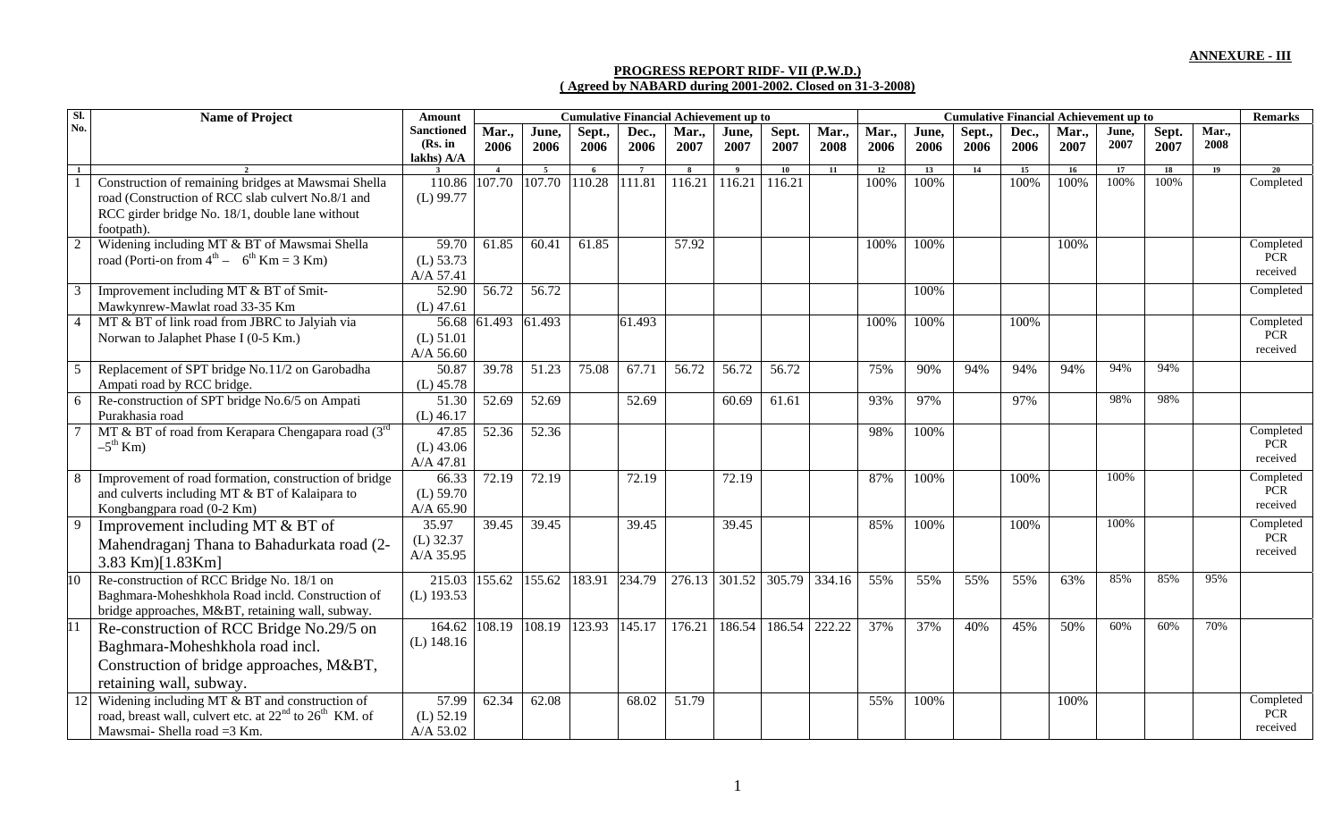**ANNEXURE - III**

**PROGRESS REPORT RIDF- VII (P.W.D.)**
**( Agreed by NABARD during 2001-2002. Closed on 31-3-2008)**

| Sl. No. | Name of Project | Amount Sanctioned (Rs. in lakhs) A/A | Cumulative Financial Achievement up to | | | | | | | | Cumulative Financial Achievement up to | | | | | | | | Remarks |
|---|---|---|---|---|---|---|---|---|---|---|---|---|---|---|---|---|---|---|---|
| | | | Mar., 2006 | June, 2006 | Sept., 2006 | Dec., 2006 | Mar., 2007 | June, 2007 | Sept. 2007 | Mar., 2008 | Mar., 2006 | June, 2006 | Sept., 2006 | Dec., 2006 | Mar., 2007 | June, 2007 | Sept. 2007 | Mar., 2008 | |
| 1 | 2 | 3 | 4 | 5 | 6 | 7 | 8 | 9 | 10 | 11 | 12 | 13 | 14 | 15 | 16 | 17 | 18 | 19 | 20 |
| 1 | Construction of remaining bridges at Mawsmai Shella road (Construction of RCC slab culvert No.8/1 and RCC girder bridge No. 18/1, double lane without footpath). | 110.86 (L) 99.77 | 107.70 | 107.70 | 110.28 | 111.81 | 116.21 | 116.21 | 116.21 | | 100% | 100% | | 100% | 100% | 100% | 100% | | Completed |
| 2 | Widening including MT & BT of Mawsmai Shella road (Porti-on from $4^{th}$ – $6^{th}$ Km = 3 Km) | 59.70 (L) 53.73 A/A 57.41 | 61.85 | 60.41 | 61.85 | | 57.92 | | | | 100% | 100% | | | 100% | | | | Completed PCR received |
| 3 | Improvement including MT & BT of Smit-Mawkynrew-Mawlat road 33-35 Km | 52.90 (L) 47.61 | 56.72 | 56.72 | | | | | | | | 100% | | | | | | | Completed |
| 4 | MT & BT of link road from JBRC to Jalyiah via Norwan to Jalaphet Phase I (0-5 Km.) | 56.68 (L) 51.01 A/A 56.60 | 61.493 | 61.493 | | 61.493 | | | | | 100% | 100% | | 100% | | | | | Completed PCR received |
| 5 | Replacement of SPT bridge No.11/2 on Garobadha Ampati road by RCC bridge. | 50.87 (L) 45.78 | 39.78 | 51.23 | 75.08 | 67.71 | 56.72 | 56.72 | 56.72 | | 75% | 90% | 94% | 94% | 94% | 94% | 94% | | |
| 6 | Re-construction of SPT bridge No.6/5 on Ampati Purakhasia road | 51.30 (L) 46.17 | 52.69 | 52.69 | | 52.69 | | 60.69 | 61.61 | | 93% | 97% | | 97% | | 98% | 98% | | |
| 7 | MT & BT of road from Kerapara Chengapara road ($3^{rd}$ –$5^{th}$ Km) | 47.85 (L) 43.06 A/A 47.81 | 52.36 | 52.36 | | | | | | | 98% | 100% | | | | | | | Completed PCR received |
| 8 | Improvement of road formation, construction of bridge and culverts including MT & BT of Kalaipara to Kongbangpara road (0-2 Km) | 66.33 (L) 59.70 A/A 65.90 | 72.19 | 72.19 | | 72.19 | | 72.19 | | | 87% | 100% | | 100% | | 100% | | | Completed PCR received |
| 9 | Improvement including MT & BT of Mahendraganj Thana to Bahadurkata road (2-3.83 Km)[1.83Km] | 35.97 (L) 32.37 A/A 35.95 | 39.45 | 39.45 | | 39.45 | | 39.45 | | | 85% | 100% | | 100% | | 100% | | | Completed PCR received |
| 10 | Re-construction of RCC Bridge No. 18/1 on Baghmara-Moheshkhola Road incld. Construction of bridge approaches, M&BT, retaining wall, subway. | 215.03 (L) 193.53 | 155.62 | 155.62 | 183.91 | 234.79 | 276.13 | 301.52 | 305.79 | 334.16 | 55% | 55% | 55% | 55% | 63% | 85% | 85% | 95% | |
| 11 | Re-construction of RCC Bridge No.29/5 on Baghmara-Moheshkhola road incl. Construction of bridge approaches, M&BT, retaining wall, subway. | 164.62 (L) 148.16 | 108.19 | 108.19 | 123.93 | 145.17 | 176.21 | 186.54 | 186.54 | 222.22 | 37% | 37% | 40% | 45% | 50% | 60% | 60% | 70% | |
| 12 | Widening including MT & BT and construction of road, breast wall, culvert etc. at $22^{nd}$ to $26^{th}$ KM. of Mawsmai- Shella road =3 Km. | 57.99 (L) 52.19 A/A 53.02 | 62.34 | 62.08 | | 68.02 | 51.79 | | | | 55% | 100% | | | 100% | | | | Completed PCR received |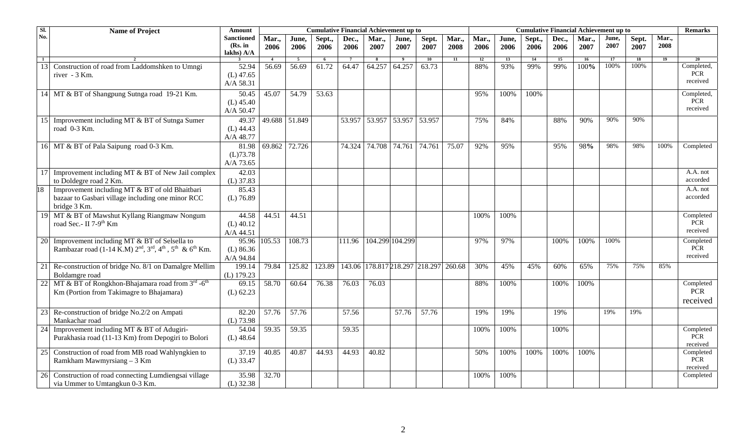| Sl. No. | Name of Project | Amount | Cumulative Financial Achievement up to | | | | | | | | Cumulative Financial Achievement up to | | | | | | | | Remarks |
|---|---|---|---|---|---|---|---|---|---|---|---|---|---|---|---|---|---|---|---|
| | | Sanctioned (Rs. in lakhs) A/A | Mar., 2006 | June, 2006 | Sept., 2006 | Dec., 2006 | Mar., 2007 | June, 2007 | Sept. 2007 | Mar., 2008 | Mar., 2006 | June, 2006 | Sept., 2006 | Dec., 2006 | Mar., 2007 | June, 2007 | Sept. 2007 | Mar., 2008 | |
| 1 | 2 | 3 | 4 | 5 | 6 | 7 | 8 | 9 | 10 | 11 | 12 | 13 | 14 | 15 | 16 | 17 | 18 | 19 | 20 |
| 13 | Construction of road from Laddomshken to Umngi river - 3 Km. | 52.94 (L) 47.65 A/A 58.31 | 56.69 | 56.69 | 61.72 | 64.47 | 64.257 | 64.257 | 63.73 | | 88% | 93% | 99% | 99% | 100% | 100% | 100% | | Completed, PCR received |
| 14 | MT & BT of Shangpung Sutnga road 19-21 Km. | 50.45 (L) 45.40 A/A 50.47 | 45.07 | 54.79 | 53.63 | | | | | | 95% | 100% | 100% | | | | | | Completed, PCR received |
| 15 | Improvement including MT & BT of Sutnga Sumer road 0-3 Km. | 49.37 (L) 44.43 A/A 48.77 | 49.688 | 51.849 | | 53.957 | 53.957 | 53.957 | 53.957 | | 75% | 84% | | 88% | 90% | 90% | 90% | | |
| 16 | MT & BT of Pala Saipung road 0-3 Km. | 81.98 (L)73.78 A/A 73.65 | 69.862 | 72.726 | | 74.324 | 74.708 | 74.761 | 74.761 | 75.07 | 92% | 95% | | 95% | 98% | 98% | 98% | 100% | Completed |
| 17 | Improvement including MT & BT of New Jail complex to Doldegre road 2 Km. | 42.03 (L) 37.83 | | | | | | | | | | | | | | | | | A.A. not accorded |
| 18 | Improvement including MT & BT of old Bhaitbari bazaar to Gasbari village including one minor RCC bridge 3 Km. | 85.43 (L) 76.89 | | | | | | | | | | | | | | | | | A.A. not accorded |
| 19 | MT & BT of Mawshut Kyllang Riangmaw Nongum road Sec.- II 7-9th Km | 44.58 (L) 40.12 A/A 44.51 | 44.51 | 44.51 | | | | | | | 100% | 100% | | | | | | | Completed PCR received |
| 20 | Improvement including MT & BT of Selsella to Rambazar road (1-14 K.M) 2nd, 3rd, 4th, 5th & 6th Km. | 95.96 (L) 86.36 A/A 94.84 | 105.53 | 108.73 | | 111.96 | 104.299 | 104.299 | | | 97% | 97% | | 100% | 100% | 100% | | | Completed PCR received |
| 21 | Re-construction of bridge No. 8/1 on Damalgre Mellim Boldamgre road | 199.14 (L) 179.23 | 79.84 | 125.82 | 123.89 | 143.06 | 178.817 | 218.297 | 218.297 | 260.68 | 30% | 45% | 45% | 60% | 65% | 75% | 75% | 85% | |
| 22 | MT & BT of Rongkhon-Bhajamara road from 3rd -6th Km (Portion from Takimagre to Bhajamara) | 69.15 (L) 62.23 | 58.70 | 60.64 | 76.38 | 76.03 | 76.03 | | | | 88% | 100% | | 100% | 100% | | | | Completed PCR received |
| 23 | Re-construction of bridge No.2/2 on Ampati Mankachar road | 82.20 (L) 73.98 | 57.76 | 57.76 | | 57.56 | | 57.76 | 57.76 | | 19% | 19% | | 19% | | 19% | 19% | | |
| 24 | Improvement including MT & BT of Adugiri-Purakhasia road (11-13 Km) from Depogiri to Bolori | 54.04 (L) 48.64 | 59.35 | 59.35 | | 59.35 | | | | | 100% | 100% | | 100% | | | | | Completed PCR received |
| 25 | Construction of road from MB road Wahlyngkien to Ramkham Mawmyrsiang – 3 Km | 37.19 (L) 33.47 | 40.85 | 40.87 | 44.93 | 44.93 | 40.82 | | | | 50% | 100% | 100% | 100% | 100% | | | | Completed PCR received |
| 26 | Construction of road connecting Lumdiengsai village via Ummer to Umtangkun 0-3 Km. | 35.98 (L) 32.38 | 32.70 | | | | | | | | 100% | 100% | | | | | | | Completed |